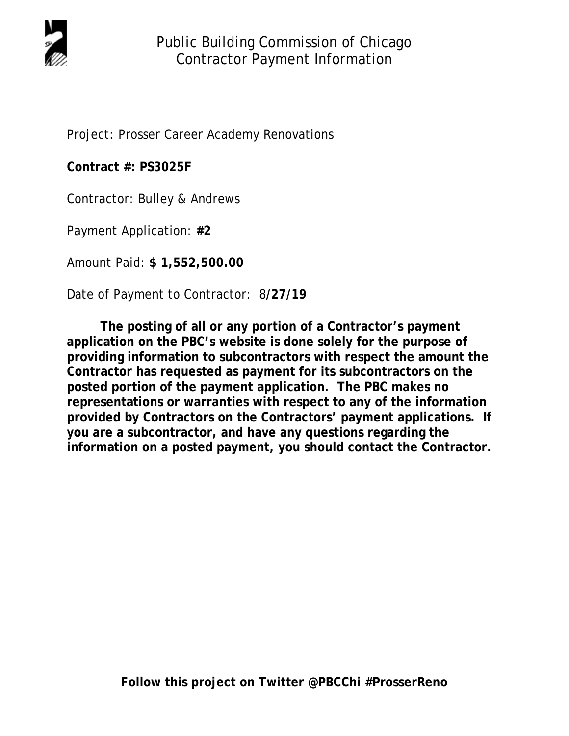# Public Building Commission of Chicago
## Contractor Payment Information

Project: Prosser Career Academy Renovations

**Contract #: PS3025F**

Contractor: Bulley & Andrews

Payment Application: **#2**

Amount Paid: **$ 1,552,500.00**

Date of Payment to Contractor: 8/**27/19**

**The posting of all or any portion of a Contractor's payment application on the PBC's website is done solely for the purpose of providing information to subcontractors with respect the amount the Contractor has requested as payment for its subcontractors on the posted portion of the payment application. The PBC makes no representations or warranties with respect to any of the information provided by Contractors on the Contractors' payment applications. If you are a subcontractor, and have any questions regarding the information on a posted payment, you should contact the Contractor.**

**Follow this project on Twitter @PBCChi #ProsserReno**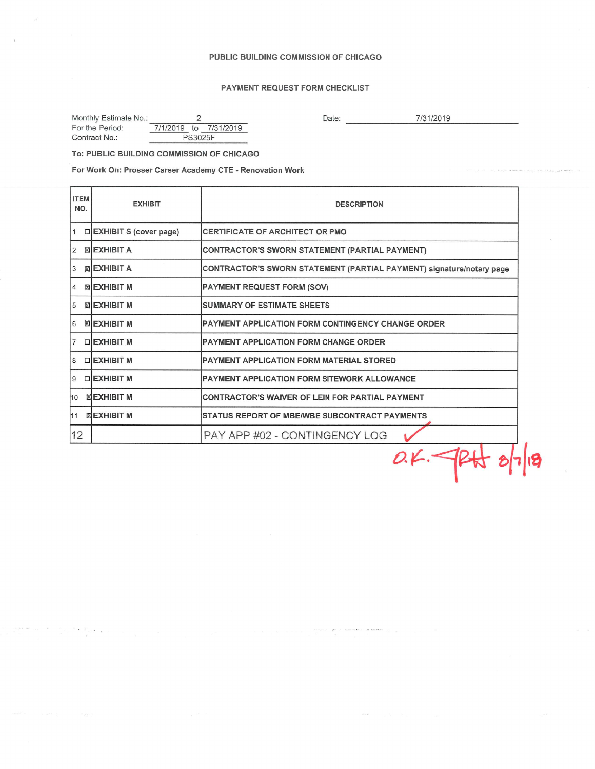PUBLIC BUILDING COMMISSION OF CHICAGO

PAYMENT REQUEST FORM CHECKLIST

Monthly Estimate No.: 2

For the Period: 7/1/2019 to 7/31/2019

Contract No.: PS3025F

Date: 7/31/2019

**To: PUBLIC BUILDING COMMISSION OF CHICAGO**

**For Work On: Prosser Career Academy CTE - Renovation Work**

| ITEM NO. | EXHIBIT | DESCRIPTION |
|---|---|---|
| 1 | ☐ EXHIBIT S (cover page) | CERTIFICATE OF ARCHITECT OR PMO |
| 2 | ☒ EXHIBIT A | CONTRACTOR'S SWORN STATEMENT (PARTIAL PAYMENT) |
| 3 | ☒ EXHIBIT A | CONTRACTOR'S SWORN STATEMENT (PARTIAL PAYMENT) signature/notary page |
| 4 | ☒ EXHIBIT M | PAYMENT REQUEST FORM (SOV) |
| 5 | ☒ EXHIBIT M | SUMMARY OF ESTIMATE SHEETS |
| 6 | ☒ EXHIBIT M | PAYMENT APPLICATION FORM CONTINGENCY CHANGE ORDER |
| 7 | ☐ EXHIBIT M | PAYMENT APPLICATION FORM CHANGE ORDER |
| 8 | ☐ EXHIBIT M | PAYMENT APPLICATION FORM MATERIAL STORED |
| 9 | ☐ EXHIBIT M | PAYMENT APPLICATION FORM SITEWORK ALLOWANCE |
| 10 | ☒ EXHIBIT M | CONTRACTOR'S WAIVER OF LEIN FOR PARTIAL PAYMENT |
| 11 | ☒ EXHIBIT M | STATUS REPORT OF MBE/WBE SUBCONTRACT PAYMENTS |
| 12 | | PAY APP #02 - CONTINGENCY LOG ✓ |

O.K. - RH 8/7/19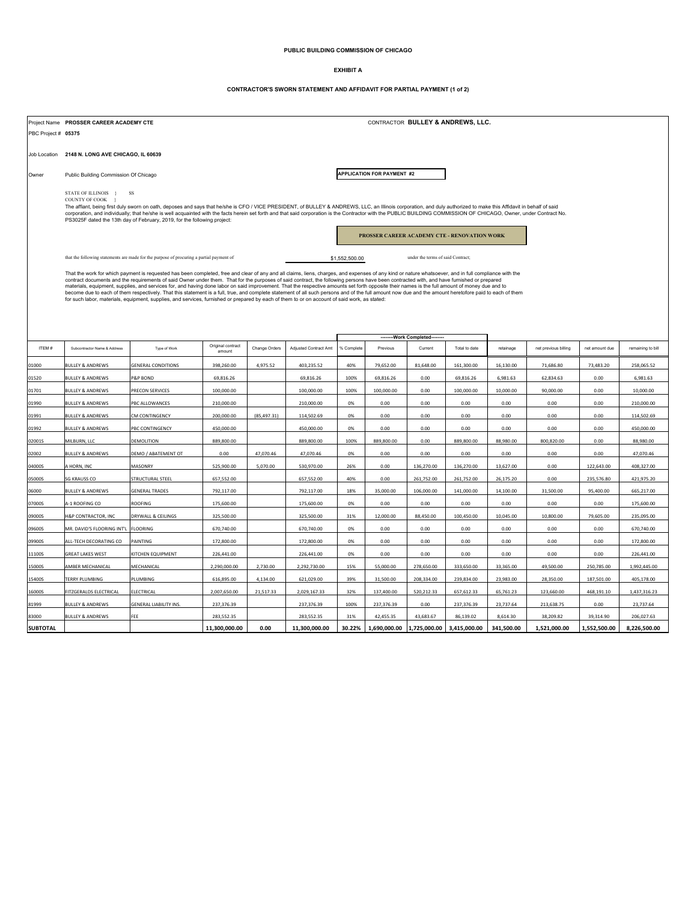**PUBLIC BUILDING COMMISSION OF CHICAGO**

**EXHIBIT A**

**CONTRACTOR'S SWORN STATEMENT AND AFFIDAVIT FOR PARTIAL PAYMENT (1 of 2)**

Project Name **PROSSER CAREER ACADEMY CTE**

CONTRACTOR **BULLEY & ANDREWS, LLC.**

PBC Project # **05375**

Job Location **2148 N. LONG AVE CHICAGO, IL 60639**

Owner Public Building Commission Of Chicago

**APPLICATION FOR PAYMENT #2**

STATE OF ILLINOIS } SS
COUNTY OF COOK }

The affiant, being first duly sworn on oath, deposes and says that he/she is CFO / VICE PRESIDENT, of BULLEY & ANDREWS, LLC, an Illinois corporation, and duly authorized to make this Affidavit in behalf of said corporation, and individually; that he/she is well acquainted with the facts herein set forth and that said corporation is the Contractor with the PUBLIC BUILDING COMMISSION OF CHICAGO, Owner, under Contract No. PS3025F dated the 13th day of February, 2019, for the following project:

**PROSSER CAREER ACADEMY CTE - RENOVATION WORK**

that the following statements are made for the purpose of procuring a partial payment of $1,552,500.00 under the terms of said Contract;

That the work for which payment is requested has been completed, free and clear of any and all claims, liens, charges, and expenses of any kind or nature whatsoever, and in full compliance with the contract documents and the requirements of said Owner under them. That for the purposes of said contract, the following persons have been contracted with, and have furnished or prepared materials, equipment, supplies, and services for, and having done labor on said improvement. That the respective amounts set forth opposite their names is the full amount of money due and to become due to each of them respectively. That this statement is a full, true, and complete statement of all such persons and of the full amount now due and the amount heretofore paid to each of them for such labor, materials, equipment, supplies, and services, furnished or prepared by each of them to or on account of said work, as stated:

| | | | | | | --------Work Completed-------- | | | | | | | |
|---|---|---|---|---|---|---|---|---|---|---|---|---|---|
| ITEM # | Subcontractor Name & Address | Type of Work | Original contract amount | Change Orders | Adjusted Contract Amt | % Complete | Previous | Current | Total to date | retainage | net previous billing | net amount due | remaining to bill |
| 01000 | BULLEY & ANDREWS | GENERAL CONDITIONS | 398,260.00 | 4,975.52 | 403,235.52 | 40% | 79,652.00 | 81,648.00 | 161,300.00 | 16,130.00 | 71,686.80 | 73,483.20 | 258,065.52 |
| 01520 | BULLEY & ANDREWS | P&P BOND | 69,816.26 | | 69,816.26 | 100% | 69,816.26 | 0.00 | 69,816.26 | 6,981.63 | 62,834.63 | 0.00 | 6,981.63 |
| 01701 | BULLEY & ANDREWS | PRECON SERVICES | 100,000.00 | | 100,000.00 | 100% | 100,000.00 | 0.00 | 100,000.00 | 10,000.00 | 90,000.00 | 0.00 | 10,000.00 |
| 01990 | BULLEY & ANDREWS | PBC ALLOWANCES | 210,000.00 | | 210,000.00 | 0% | 0.00 | 0.00 | 0.00 | 0.00 | 0.00 | 0.00 | 210,000.00 |
| 01991 | BULLEY & ANDREWS | CM CONTINGENCY | 200,000.00 | (85,497.31) | 114,502.69 | 0% | 0.00 | 0.00 | 0.00 | 0.00 | 0.00 | 0.00 | 114,502.69 |
| 01992 | BULLEY & ANDREWS | PBC CONTINGENCY | 450,000.00 | | 450,000.00 | 0% | 0.00 | 0.00 | 0.00 | 0.00 | 0.00 | 0.00 | 450,000.00 |
| 02001S | MILBURN, LLC | DEMOLITION | 889,800.00 | | 889,800.00 | 100% | 889,800.00 | 0.00 | 889,800.00 | 88,980.00 | 800,820.00 | 0.00 | 88,980.00 |
| 02002 | BULLEY & ANDREWS | DEMO / ABATEMENT OT | 0.00 | 47,070.46 | 47,070.46 | 0% | 0.00 | 0.00 | 0.00 | 0.00 | 0.00 | 0.00 | 47,070.46 |
| 04000S | A HORN, INC | MASONRY | 525,900.00 | 5,070.00 | 530,970.00 | 26% | 0.00 | 136,270.00 | 136,270.00 | 13,627.00 | 0.00 | 122,643.00 | 408,327.00 |
| 05000S | SG KRAUSS CO | STRUCTURAL STEEL | 657,552.00 | | 657,552.00 | 40% | 0.00 | 261,752.00 | 261,752.00 | 26,175.20 | 0.00 | 235,576.80 | 421,975.20 |
| 06000 | BULLEY & ANDREWS | GENERAL TRADES | 792,117.00 | | 792,117.00 | 18% | 35,000.00 | 106,000.00 | 141,000.00 | 14,100.00 | 31,500.00 | 95,400.00 | 665,217.00 |
| 07000S | A-1 ROOFING CO | ROOFING | 175,600.00 | | 175,600.00 | 0% | 0.00 | 0.00 | 0.00 | 0.00 | 0.00 | 0.00 | 175,600.00 |
| 09000S | H&P CONTRACTOR, INC | DRYWALL & CEILINGS | 325,500.00 | | 325,500.00 | 31% | 12,000.00 | 88,450.00 | 100,450.00 | 10,045.00 | 10,800.00 | 79,605.00 | 235,095.00 |
| 09600S | MR. DAVID'S FLOORING INT'L | FLOORING | 670,740.00 | | 670,740.00 | 0% | 0.00 | 0.00 | 0.00 | 0.00 | 0.00 | 0.00 | 670,740.00 |
| 09900S | ALL-TECH DECORATING CO | PAINTING | 172,800.00 | | 172,800.00 | 0% | 0.00 | 0.00 | 0.00 | 0.00 | 0.00 | 0.00 | 172,800.00 |
| 11100S | GREAT LAKES WEST | KITCHEN EQUIPMENT | 226,441.00 | | 226,441.00 | 0% | 0.00 | 0.00 | 0.00 | 0.00 | 0.00 | 0.00 | 226,441.00 |
| 15000S | AMBER MECHANICAL | MECHANICAL | 2,290,000.00 | 2,730.00 | 2,292,730.00 | 15% | 55,000.00 | 278,650.00 | 333,650.00 | 33,365.00 | 49,500.00 | 250,785.00 | 1,992,445.00 |
| 15400S | TERRY PLUMBING | PLUMBING | 616,895.00 | 4,134.00 | 621,029.00 | 39% | 31,500.00 | 208,334.00 | 239,834.00 | 23,983.00 | 28,350.00 | 187,501.00 | 405,178.00 |
| 16000S | FITZGERALDS ELECTRICAL | ELECTRICAL | 2,007,650.00 | 21,517.33 | 2,029,167.33 | 32% | 137,400.00 | 520,212.33 | 657,612.33 | 65,761.23 | 123,660.00 | 468,191.10 | 1,437,316.23 |
| 81999 | BULLEY & ANDREWS | GENERAL LIABILITY INS. | 237,376.39 | | 237,376.39 | 100% | 237,376.39 | 0.00 | 237,376.39 | 23,737.64 | 213,638.75 | 0.00 | 23,737.64 |
| 83000 | BULLEY & ANDREWS | FEE | 283,552.35 | | 283,552.35 | 31% | 42,455.35 | 43,683.67 | 86,139.02 | 8,614.30 | 38,209.82 | 39,314.90 | 206,027.63 |
| **SUBTOTAL** | | | **11,300,000.00** | **0.00** | **11,300,000.00** | **30.22%** | **1,690,000.00** | **1,725,000.00** | **3,415,000.00** | **341,500.00** | **1,521,000.00** | **1,552,500.00** | **8,226,500.00** |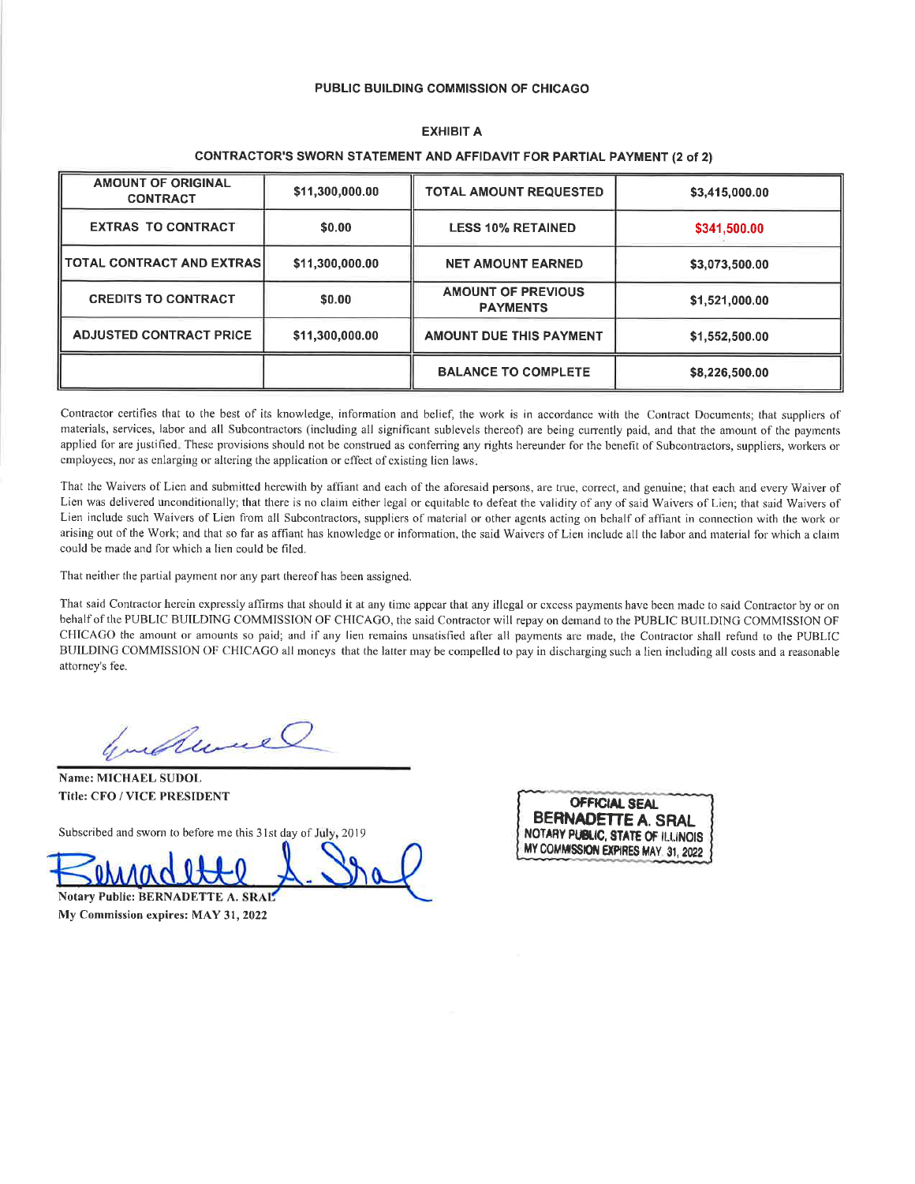**PUBLIC BUILDING COMMISSION OF CHICAGO**

**EXHIBIT A**

**CONTRACTOR'S SWORN STATEMENT AND AFFIDAVIT FOR PARTIAL PAYMENT (2 of 2)**

| | | | |
|---|---|---|---|
| AMOUNT OF ORIGINAL CONTRACT | $11,300,000.00 | TOTAL AMOUNT REQUESTED | $3,415,000.00 |
| EXTRAS TO CONTRACT | $0.00 | LESS 10% RETAINED | $341,500.00 |
| TOTAL CONTRACT AND EXTRAS | $11,300,000.00 | NET AMOUNT EARNED | $3,073,500.00 |
| CREDITS TO CONTRACT | $0.00 | AMOUNT OF PREVIOUS PAYMENTS | $1,521,000.00 |
| ADJUSTED CONTRACT PRICE | $11,300,000.00 | AMOUNT DUE THIS PAYMENT | $1,552,500.00 |
| | | BALANCE TO COMPLETE | $8,226,500.00 |

Contractor certifies that to the best of its knowledge, information and belief, the work is in accordance with the Contract Documents; that suppliers of materials, services, labor and all Subcontractors (including all significant sublevels thereof) are being currently paid, and that the amount of the payments applied for are justified. These provisions should not be construed as conferring any rights hereunder for the benefit of Subcontractors, suppliers, workers or employees, nor as enlarging or altering the application or effect of existing lien laws.

That the Waivers of Lien and submitted herewith by affiant and each of the aforesaid persons, are true, correct, and genuine; that each and every Waiver of Lien was delivered unconditionally; that there is no claim either legal or equitable to defeat the validity of any of said Waivers of Lien; that said Waivers of Lien include such Waivers of Lien from all Subcontractors, suppliers of material or other agents acting on behalf of affiant in connection with the work or arising out of the Work; and that so far as affiant has knowledge or information, the said Waivers of Lien include all the labor and material for which a claim could be made and for which a lien could be filed.

That neither the partial payment nor any part thereof has been assigned.

That said Contractor herein expressly affirms that should it at any time appear that any illegal or excess payments have been made to said Contractor by or on behalf of the PUBLIC BUILDING COMMISSION OF CHICAGO, the said Contractor will repay on demand to the PUBLIC BUILDING COMMISSION OF CHICAGO the amount or amounts so paid; and if any lien remains unsatisfied after all payments are made, the Contractor shall refund to the PUBLIC BUILDING COMMISSION OF CHICAGO all moneys that the latter may be compelled to pay in discharging such a lien including all costs and a reasonable attorney's fee.

**Name: MICHAEL SUDOL**
**Title: CFO / VICE PRESIDENT**

Subscribed and sworn to before me this 31st day of July, 2019

**Notary Public: BERNADETTE A. SRAL**
**My Commission expires: MAY 31, 2022**

OFFICIAL SEAL
BERNADETTE A. SRAL
NOTARY PUBLIC, STATE OF ILLINOIS
MY COMMISSION EXPIRES MAY 31, 2022